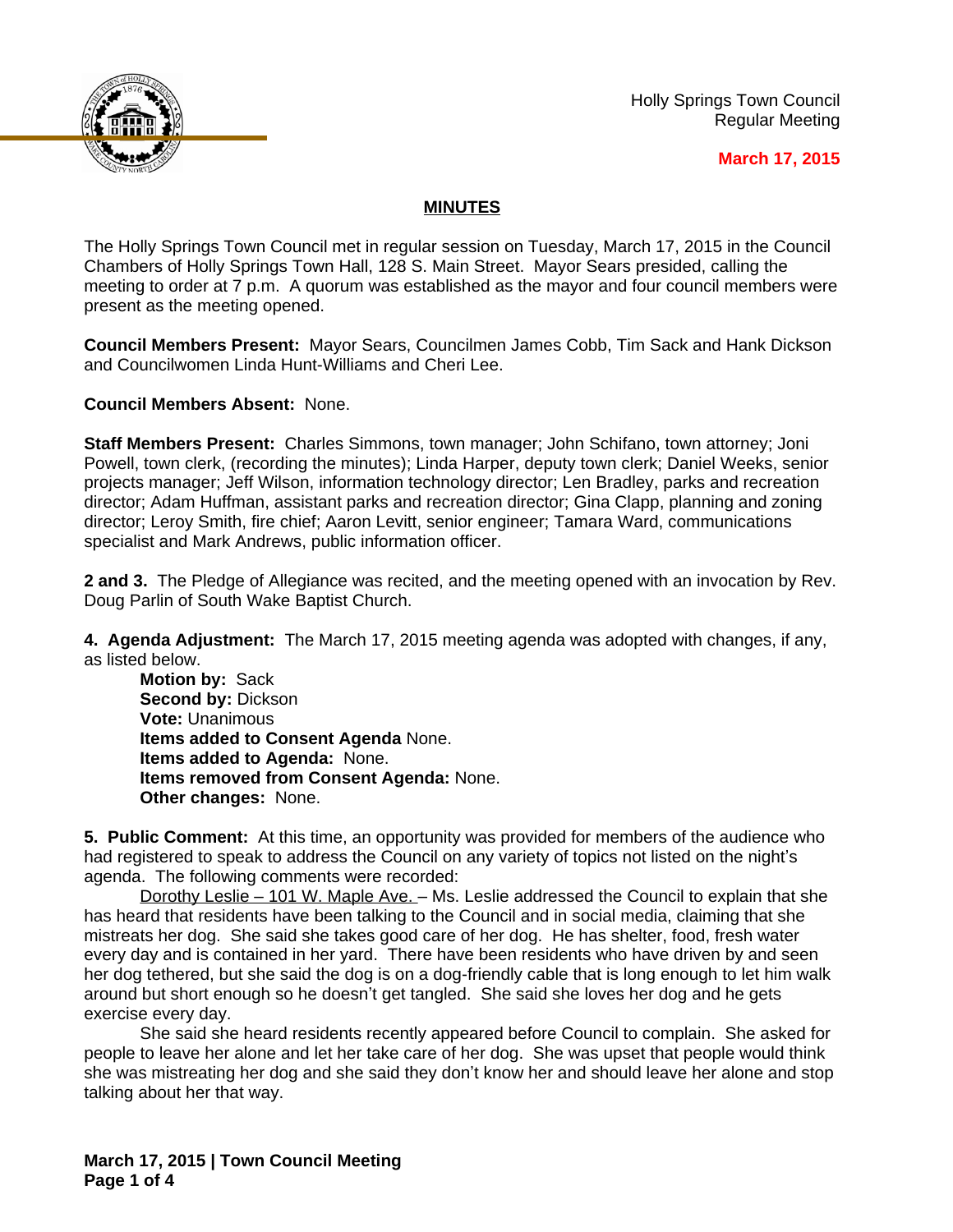Holly Springs Town Council
Regular Meeting

**March 17, 2015**

## MINUTES

The Holly Springs Town Council met in regular session on Tuesday, March 17, 2015 in the Council Chambers of Holly Springs Town Hall, 128 S. Main Street. Mayor Sears presided, calling the meeting to order at 7 p.m. A quorum was established as the mayor and four council members were present as the meeting opened.

**Council Members Present:** Mayor Sears, Councilmen James Cobb, Tim Sack and Hank Dickson and Councilwomen Linda Hunt-Williams and Cheri Lee.

**Council Members Absent:** None.

**Staff Members Present:** Charles Simmons, town manager; John Schifano, town attorney; Joni Powell, town clerk, (recording the minutes); Linda Harper, deputy town clerk; Daniel Weeks, senior projects manager; Jeff Wilson, information technology director; Len Bradley, parks and recreation director; Adam Huffman, assistant parks and recreation director; Gina Clapp, planning and zoning director; Leroy Smith, fire chief; Aaron Levitt, senior engineer; Tamara Ward, communications specialist and Mark Andrews, public information officer.

**2 and 3.** The Pledge of Allegiance was recited, and the meeting opened with an invocation by Rev. Doug Parlin of South Wake Baptist Church.

**4. Agenda Adjustment:** The March 17, 2015 meeting agenda was adopted with changes, if any, as listed below.

> **Motion by:** Sack
> **Second by:** Dickson
> **Vote:** Unanimous
> **Items added to Consent Agenda** None.
> **Items added to Agenda:** None.
> **Items removed from Consent Agenda:** None.
> **Other changes:** None.

**5. Public Comment:** At this time, an opportunity was provided for members of the audience who had registered to speak to address the Council on any variety of topics not listed on the night's agenda. The following comments were recorded:

Dorothy Leslie – 101 W. Maple Ave. – Ms. Leslie addressed the Council to explain that she has heard that residents have been talking to the Council and in social media, claiming that she mistreats her dog. She said she takes good care of her dog. He has shelter, food, fresh water every day and is contained in her yard. There have been residents who have driven by and seen her dog tethered, but she said the dog is on a dog-friendly cable that is long enough to let him walk around but short enough so he doesn't get tangled. She said she loves her dog and he gets exercise every day.

She said she heard residents recently appeared before Council to complain. She asked for people to leave her alone and let her take care of her dog. She was upset that people would think she was mistreating her dog and she said they don't know her and should leave her alone and stop talking about her that way.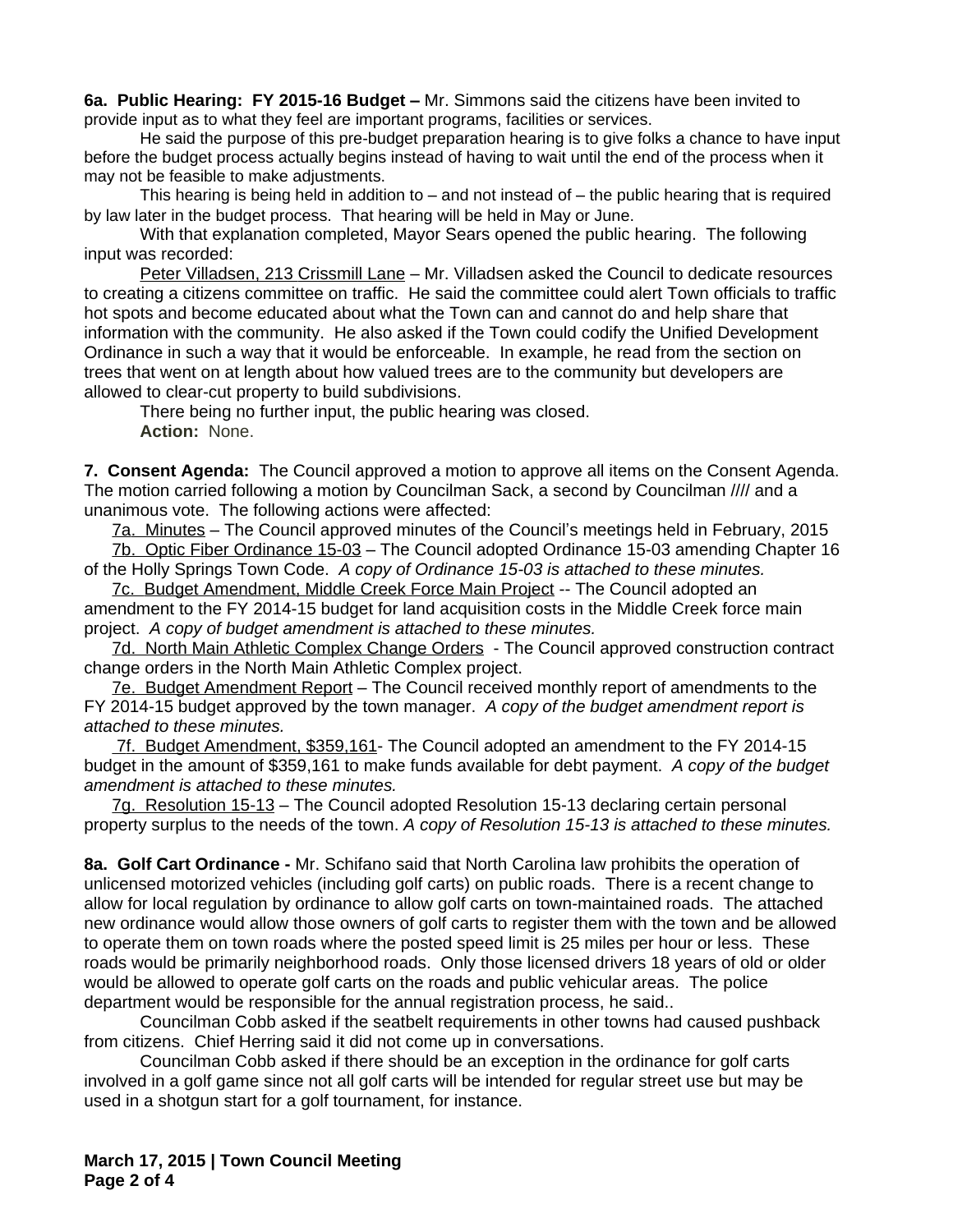**6a. Public Hearing: FY 2015-16 Budget –** Mr. Simmons said the citizens have been invited to provide input as to what they feel are important programs, facilities or services.

He said the purpose of this pre-budget preparation hearing is to give folks a chance to have input before the budget process actually begins instead of having to wait until the end of the process when it may not be feasible to make adjustments.

This hearing is being held in addition to – and not instead of – the public hearing that is required by law later in the budget process. That hearing will be held in May or June.

With that explanation completed, Mayor Sears opened the public hearing. The following input was recorded:

Peter Villadsen, 213 Crissmill Lane – Mr. Villadsen asked the Council to dedicate resources to creating a citizens committee on traffic. He said the committee could alert Town officials to traffic hot spots and become educated about what the Town can and cannot do and help share that information with the community. He also asked if the Town could codify the Unified Development Ordinance in such a way that it would be enforceable. In example, he read from the section on trees that went on at length about how valued trees are to the community but developers are allowed to clear-cut property to build subdivisions.

There being no further input, the public hearing was closed.

**Action:** None.

**7. Consent Agenda:** The Council approved a motion to approve all items on the Consent Agenda. The motion carried following a motion by Councilman Sack, a second by Councilman //// and a unanimous vote. The following actions were affected:

7a. Minutes – The Council approved minutes of the Council's meetings held in February, 2015

7b. Optic Fiber Ordinance 15-03 – The Council adopted Ordinance 15-03 amending Chapter 16 of the Holly Springs Town Code. *A copy of Ordinance 15-03 is attached to these minutes.*

7c. Budget Amendment, Middle Creek Force Main Project -- The Council adopted an amendment to the FY 2014-15 budget for land acquisition costs in the Middle Creek force main project. *A copy of budget amendment is attached to these minutes.*

7d. North Main Athletic Complex Change Orders - The Council approved construction contract change orders in the North Main Athletic Complex project.

7e. Budget Amendment Report – The Council received monthly report of amendments to the FY 2014-15 budget approved by the town manager. *A copy of the budget amendment report is attached to these minutes.*

7f. Budget Amendment, $359,161- The Council adopted an amendment to the FY 2014-15 budget in the amount of $359,161 to make funds available for debt payment. *A copy of the budget amendment is attached to these minutes.*

7g. Resolution 15-13 – The Council adopted Resolution 15-13 declaring certain personal property surplus to the needs of the town. *A copy of Resolution 15-13 is attached to these minutes.*

**8a. Golf Cart Ordinance -** Mr. Schifano said that North Carolina law prohibits the operation of unlicensed motorized vehicles (including golf carts) on public roads. There is a recent change to allow for local regulation by ordinance to allow golf carts on town-maintained roads. The attached new ordinance would allow those owners of golf carts to register them with the town and be allowed to operate them on town roads where the posted speed limit is 25 miles per hour or less. These roads would be primarily neighborhood roads. Only those licensed drivers 18 years of old or older would be allowed to operate golf carts on the roads and public vehicular areas. The police department would be responsible for the annual registration process, he said..

Councilman Cobb asked if the seatbelt requirements in other towns had caused pushback from citizens. Chief Herring said it did not come up in conversations.

Councilman Cobb asked if there should be an exception in the ordinance for golf carts involved in a golf game since not all golf carts will be intended for regular street use but may be used in a shotgun start for a golf tournament, for instance.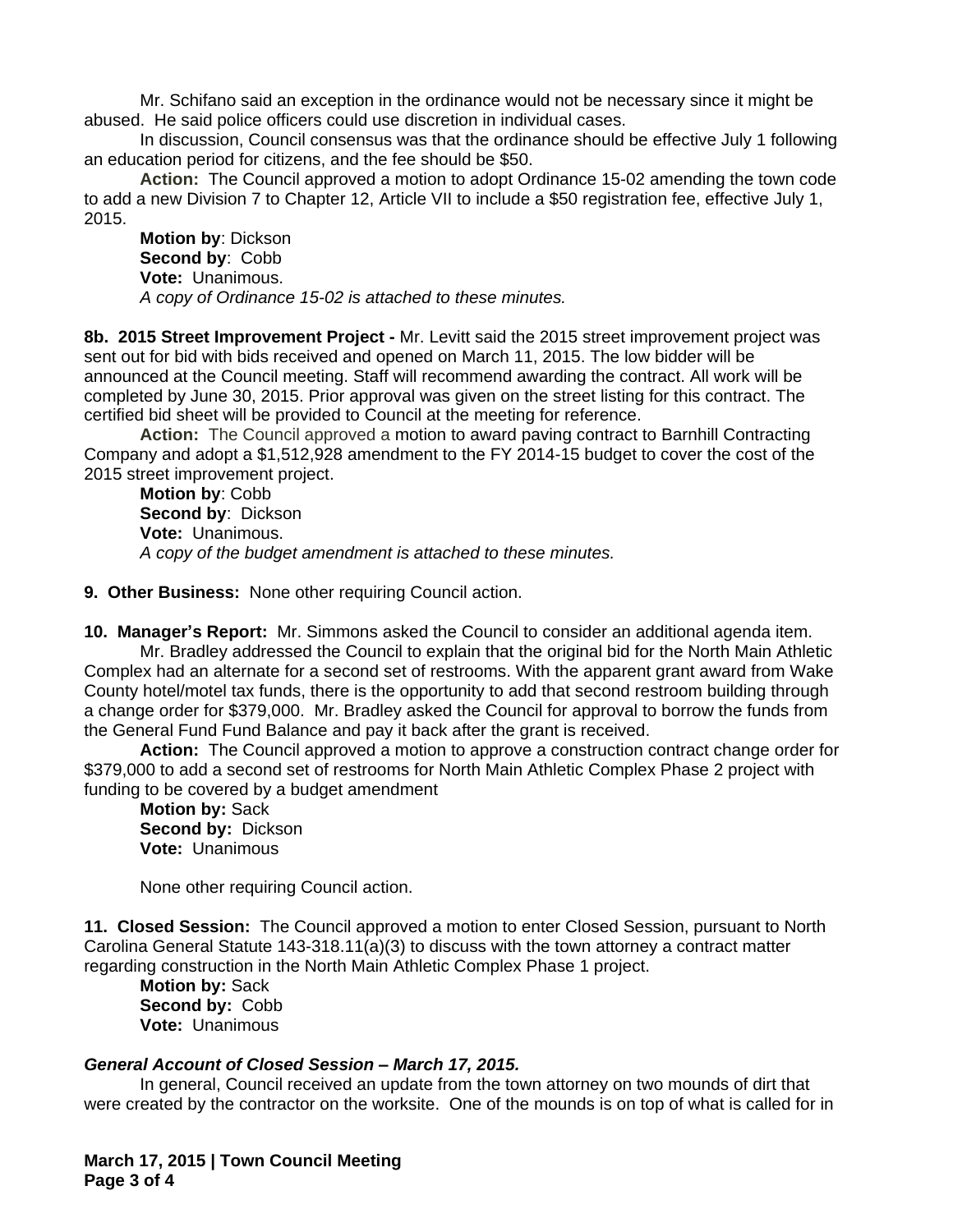Mr. Schifano said an exception in the ordinance would not be necessary since it might be abused. He said police officers could use discretion in individual cases.

In discussion, Council consensus was that the ordinance should be effective July 1 following an education period for citizens, and the fee should be $50.

**Action:** The Council approved a motion to adopt Ordinance 15-02 amending the town code to add a new Division 7 to Chapter 12, Article VII to include a $50 registration fee, effective July 1, 2015.

**Motion by**: Dickson
**Second by**: Cobb
**Vote:** Unanimous.
*A copy of Ordinance 15-02 is attached to these minutes.*

**8b. 2015 Street Improvement Project -** Mr. Levitt said the 2015 street improvement project was sent out for bid with bids received and opened on March 11, 2015. The low bidder will be announced at the Council meeting. Staff will recommend awarding the contract. All work will be completed by June 30, 2015. Prior approval was given on the street listing for this contract. The certified bid sheet will be provided to Council at the meeting for reference.

**Action:** The Council approved a motion to award paving contract to Barnhill Contracting Company and adopt a $1,512,928 amendment to the FY 2014-15 budget to cover the cost of the 2015 street improvement project.

**Motion by**: Cobb
**Second by**: Dickson
**Vote:** Unanimous.
*A copy of the budget amendment is attached to these minutes.*

**9. Other Business:** None other requiring Council action.

**10. Manager's Report:** Mr. Simmons asked the Council to consider an additional agenda item.

Mr. Bradley addressed the Council to explain that the original bid for the North Main Athletic Complex had an alternate for a second set of restrooms. With the apparent grant award from Wake County hotel/motel tax funds, there is the opportunity to add that second restroom building through a change order for $379,000. Mr. Bradley asked the Council for approval to borrow the funds from the General Fund Fund Balance and pay it back after the grant is received.

**Action:** The Council approved a motion to approve a construction contract change order for $379,000 to add a second set of restrooms for North Main Athletic Complex Phase 2 project with funding to be covered by a budget amendment

**Motion by:** Sack
**Second by:** Dickson
**Vote:** Unanimous

None other requiring Council action.

**11. Closed Session:** The Council approved a motion to enter Closed Session, pursuant to North Carolina General Statute 143-318.11(a)(3) to discuss with the town attorney a contract matter regarding construction in the North Main Athletic Complex Phase 1 project.

**Motion by:** Sack
**Second by:** Cobb
**Vote:** Unanimous

***General Account of Closed Session – March 17, 2015.***

In general, Council received an update from the town attorney on two mounds of dirt that were created by the contractor on the worksite. One of the mounds is on top of what is called for in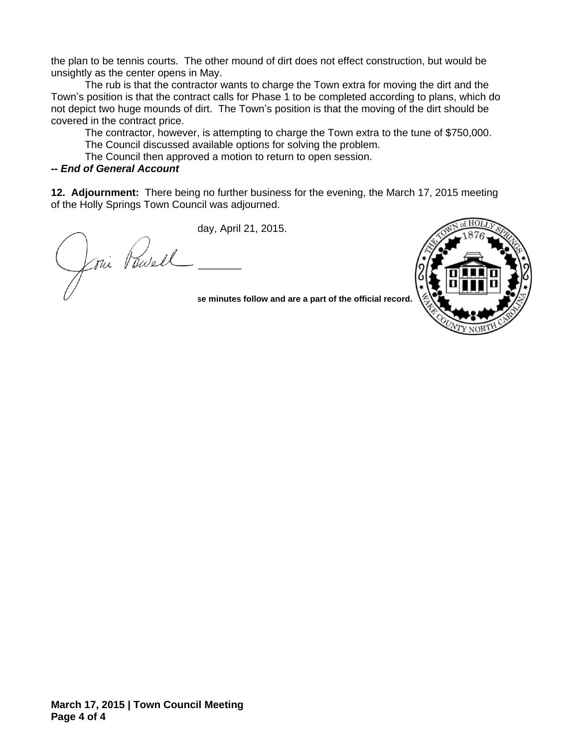the plan to be tennis courts. The other mound of dirt does not effect construction, but would be unsightly as the center opens in May.

The rub is that the contractor wants to charge the Town extra for moving the dirt and the Town's position is that the contract calls for Phase 1 to be completed according to plans, which do not depict two huge mounds of dirt. The Town's position is that the moving of the dirt should be covered in the contract price.

The contractor, however, is attempting to charge the Town extra to the tune of $750,000.

The Council discussed available options for solving the problem.

The Council then approved a motion to return to open session.

***-- End of General Account***

**12. Adjournment:** There being no further business for the evening, the March 17, 2015 meeting of the Holly Springs Town Council was adjourned.

day, April 21, 2015.

_______

**se minutes follow and are a part of the official record.**